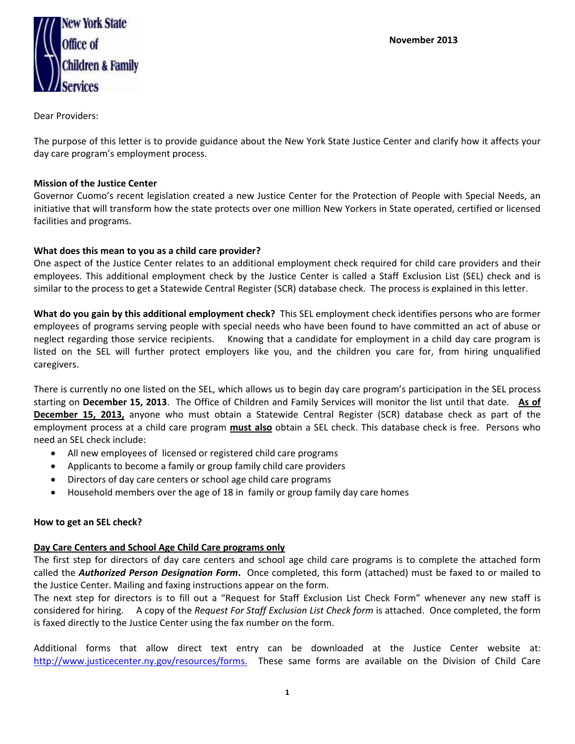New York State Office of Children & Family Services

November 2013

Dear Providers:

The purpose of this letter is to provide guidance about the New York State Justice Center and clarify how it affects your day care program's employment process.

**Mission of the Justice Center**

Governor Cuomo's recent legislation created a new Justice Center for the Protection of People with Special Needs, an initiative that will transform how the state protects over one million New Yorkers in State operated, certified or licensed facilities and programs.

**What does this mean to you as a child care provider?**

One aspect of the Justice Center relates to an additional employment check required for child care providers and their employees. This additional employment check by the Justice Center is called a Staff Exclusion List (SEL) check and is similar to the process to get a Statewide Central Register (SCR) database check. The process is explained in this letter.

**What do you gain by this additional employment check?** This SEL employment check identifies persons who are former employees of programs serving people with special needs who have been found to have committed an act of abuse or neglect regarding those service recipients. Knowing that a candidate for employment in a child day care program is listed on the SEL will further protect employers like you, and the children you care for, from hiring unqualified caregivers.

There is currently no one listed on the SEL, which allows us to begin day care program's participation in the SEL process starting on **December 15, 2013**. The Office of Children and Family Services will monitor the list until that date. **As of December 15, 2013,** anyone who must obtain a Statewide Central Register (SCR) database check as part of the employment process at a child care program **must also** obtain a SEL check. This database check is free. Persons who need an SEL check include:

- All new employees of licensed or registered child care programs
- Applicants to become a family or group family child care providers
- Directors of day care centers or school age child care programs
- Household members over the age of 18 in family or group family day care homes

**How to get an SEL check?**

**Day Care Centers and School Age Child Care programs only**

The first step for directors of day care centers and school age child care programs is to complete the attached form called the ***Authorized Person Designation Form***. Once completed, this form (attached) must be faxed to or mailed to the Justice Center. Mailing and faxing instructions appear on the form.

The next step for directors is to fill out a "Request for Staff Exclusion List Check Form" whenever any new staff is considered for hiring. A copy of the *Request For Staff Exclusion List Check form* is attached. Once completed, the form is faxed directly to the Justice Center using the fax number on the form.

Additional forms that allow direct text entry can be downloaded at the Justice Center website at: http://www.justicecenter.ny.gov/resources/forms. These same forms are available on the Division of Child Care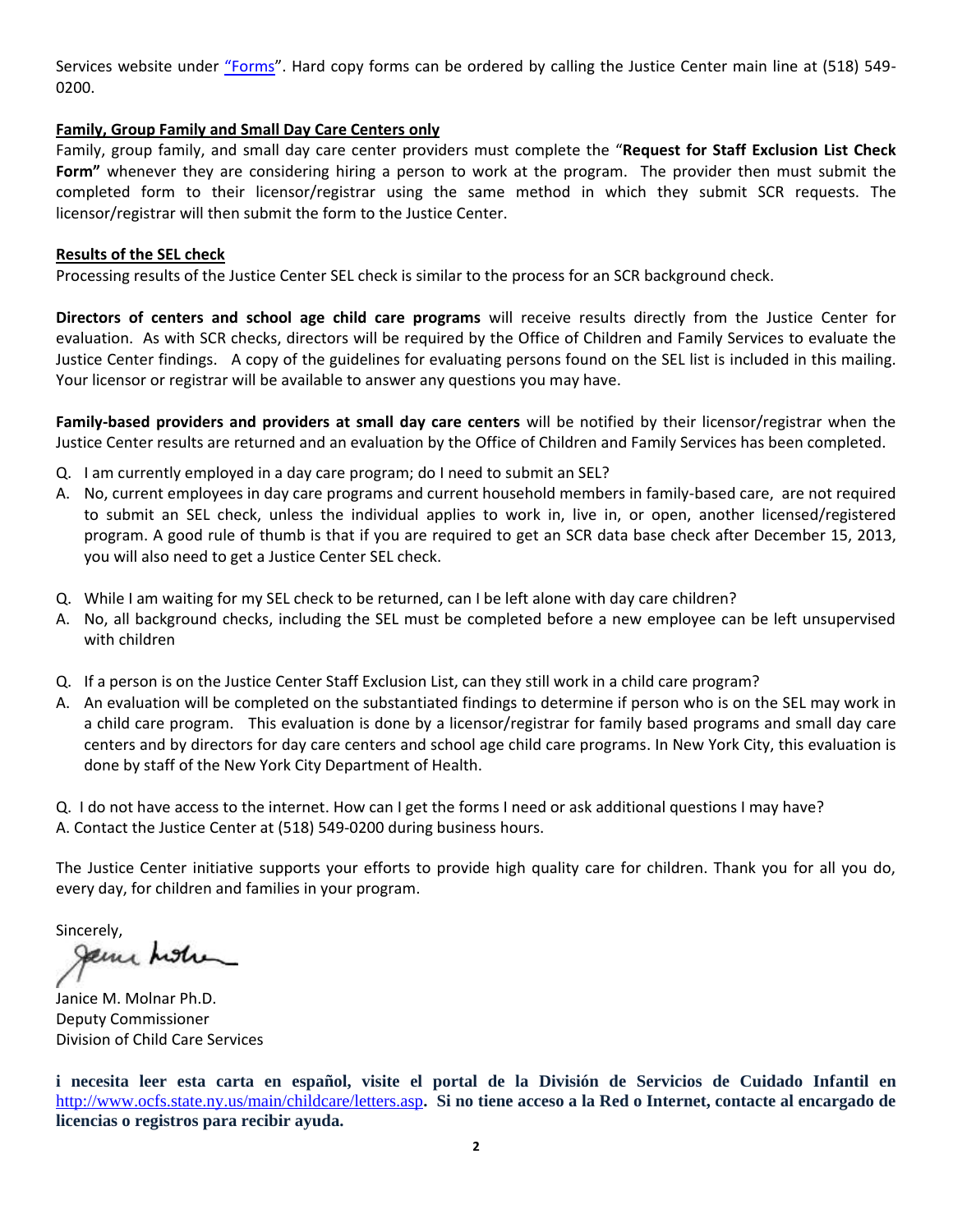Services website under "Forms". Hard copy forms can be ordered by calling the Justice Center main line at (518) 549-0200.

**Family, Group Family and Small Day Care Centers only**

Family, group family, and small day care center providers must complete the "**Request for Staff Exclusion List Check Form"** whenever they are considering hiring a person to work at the program. The provider then must submit the completed form to their licensor/registrar using the same method in which they submit SCR requests. The licensor/registrar will then submit the form to the Justice Center.

**Results of the SEL check**

Processing results of the Justice Center SEL check is similar to the process for an SCR background check.

**Directors of centers and school age child care programs** will receive results directly from the Justice Center for evaluation. As with SCR checks, directors will be required by the Office of Children and Family Services to evaluate the Justice Center findings. A copy of the guidelines for evaluating persons found on the SEL list is included in this mailing. Your licensor or registrar will be available to answer any questions you may have.

**Family-based providers and providers at small day care centers** will be notified by their licensor/registrar when the Justice Center results are returned and an evaluation by the Office of Children and Family Services has been completed.

Q. I am currently employed in a day care program; do I need to submit an SEL?

A. No, current employees in day care programs and current household members in family-based care, are not required to submit an SEL check, unless the individual applies to work in, live in, or open, another licensed/registered program. A good rule of thumb is that if you are required to get an SCR data base check after December 15, 2013, you will also need to get a Justice Center SEL check.

Q. While I am waiting for my SEL check to be returned, can I be left alone with day care children?

A. No, all background checks, including the SEL must be completed before a new employee can be left unsupervised with children

Q. If a person is on the Justice Center Staff Exclusion List, can they still work in a child care program?

A. An evaluation will be completed on the substantiated findings to determine if person who is on the SEL may work in a child care program. This evaluation is done by a licensor/registrar for family based programs and small day care centers and by directors for day care centers and school age child care programs. In New York City, this evaluation is done by staff of the New York City Department of Health.

Q. I do not have access to the internet. How can I get the forms I need or ask additional questions I may have?

A. Contact the Justice Center at (518) 549-0200 during business hours.

The Justice Center initiative supports your efforts to provide high quality care for children. Thank you for all you do, every day, for children and families in your program.

Sincerely,

Janice M. Molnar Ph.D.
Deputy Commissioner
Division of Child Care Services

**i necesita leer esta carta en español, visite el portal de la División de Servicios de Cuidado Infantil en** http://www.ocfs.state.ny.us/main/childcare/letters.asp**. Si no tiene acceso a la Red o Internet, contacte al encargado de licencias o registros para recibir ayuda.**